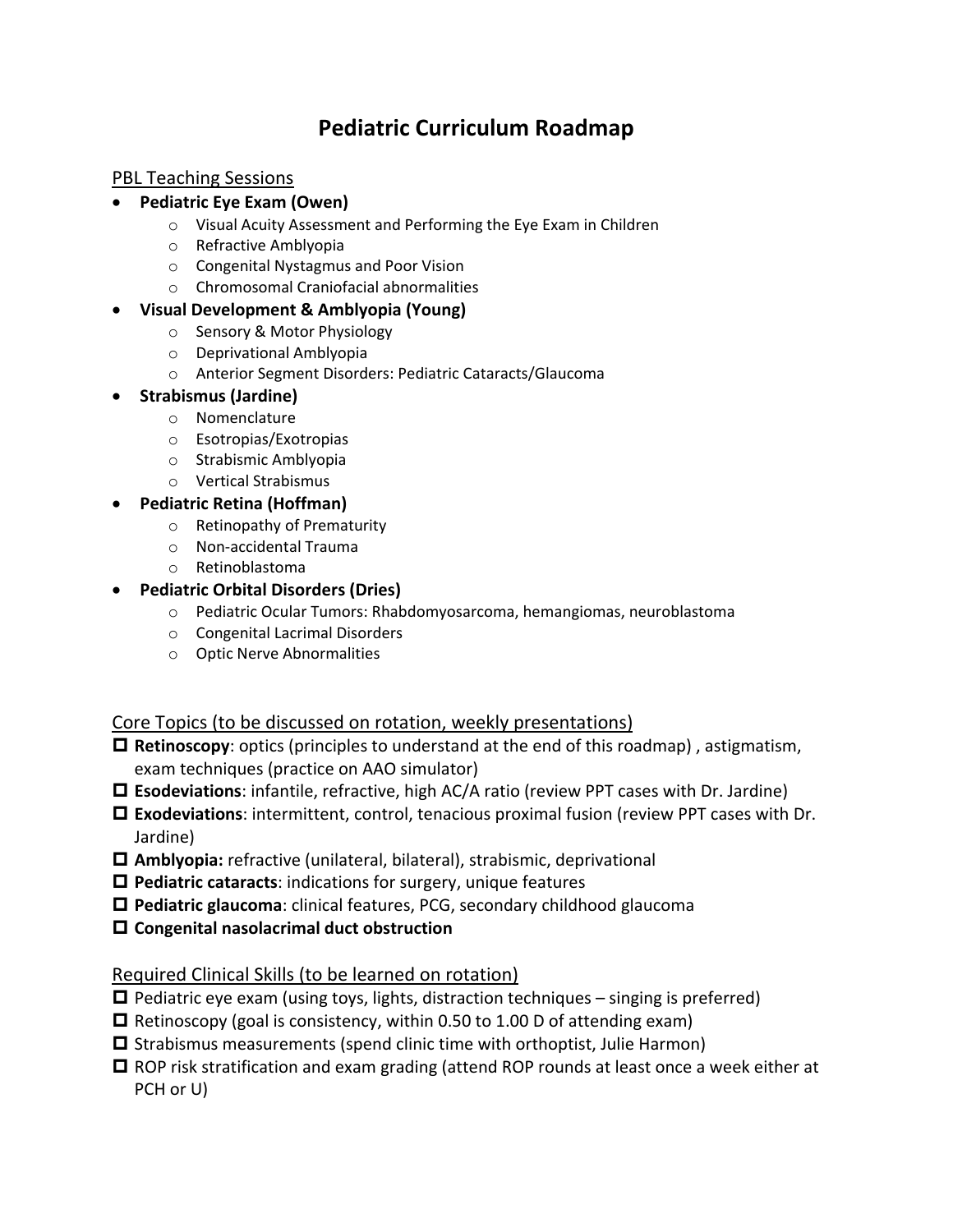# Pediatric Curriculum Roadmap

## PBL Teaching Sessions

- **Pediatric Eye Exam (Owen)**
  - Visual Acuity Assessment and Performing the Eye Exam in Children
  - Refractive Amblyopia
  - Congenital Nystagmus and Poor Vision
  - Chromosomal Craniofacial abnormalities
- **Visual Development & Amblyopia (Young)**
  - Sensory & Motor Physiology
  - Deprivational Amblyopia
  - Anterior Segment Disorders: Pediatric Cataracts/Glaucoma
- **Strabismus (Jardine)**
  - Nomenclature
  - Esotropias/Exotropias
  - Strabismic Amblyopia
  - Vertical Strabismus
- **Pediatric Retina (Hoffman)**
  - Retinopathy of Prematurity
  - Non-accidental Trauma
  - Retinoblastoma
- **Pediatric Orbital Disorders (Dries)**
  - Pediatric Ocular Tumors: Rhabdomyosarcoma, hemangiomas, neuroblastoma
  - Congenital Lacrimal Disorders
  - Optic Nerve Abnormalities

## Core Topics (to be discussed on rotation, weekly presentations)

- ☐ **Retinoscopy**: optics (principles to understand at the end of this roadmap) , astigmatism, exam techniques (practice on AAO simulator)
- ☐ **Esodeviations**: infantile, refractive, high AC/A ratio (review PPT cases with Dr. Jardine)
- ☐ **Exodeviations**: intermittent, control, tenacious proximal fusion (review PPT cases with Dr. Jardine)
- ☐ **Amblyopia:** refractive (unilateral, bilateral), strabismic, deprivational
- ☐ **Pediatric cataracts**: indications for surgery, unique features
- ☐ **Pediatric glaucoma**: clinical features, PCG, secondary childhood glaucoma
- ☐ **Congenital nasolacrimal duct obstruction**

## Required Clinical Skills (to be learned on rotation)

- ☐ Pediatric eye exam (using toys, lights, distraction techniques – singing is preferred)
- ☐ Retinoscopy (goal is consistency, within 0.50 to 1.00 D of attending exam)
- ☐ Strabismus measurements (spend clinic time with orthoptist, Julie Harmon)
- ☐ ROP risk stratification and exam grading (attend ROP rounds at least once a week either at PCH or U)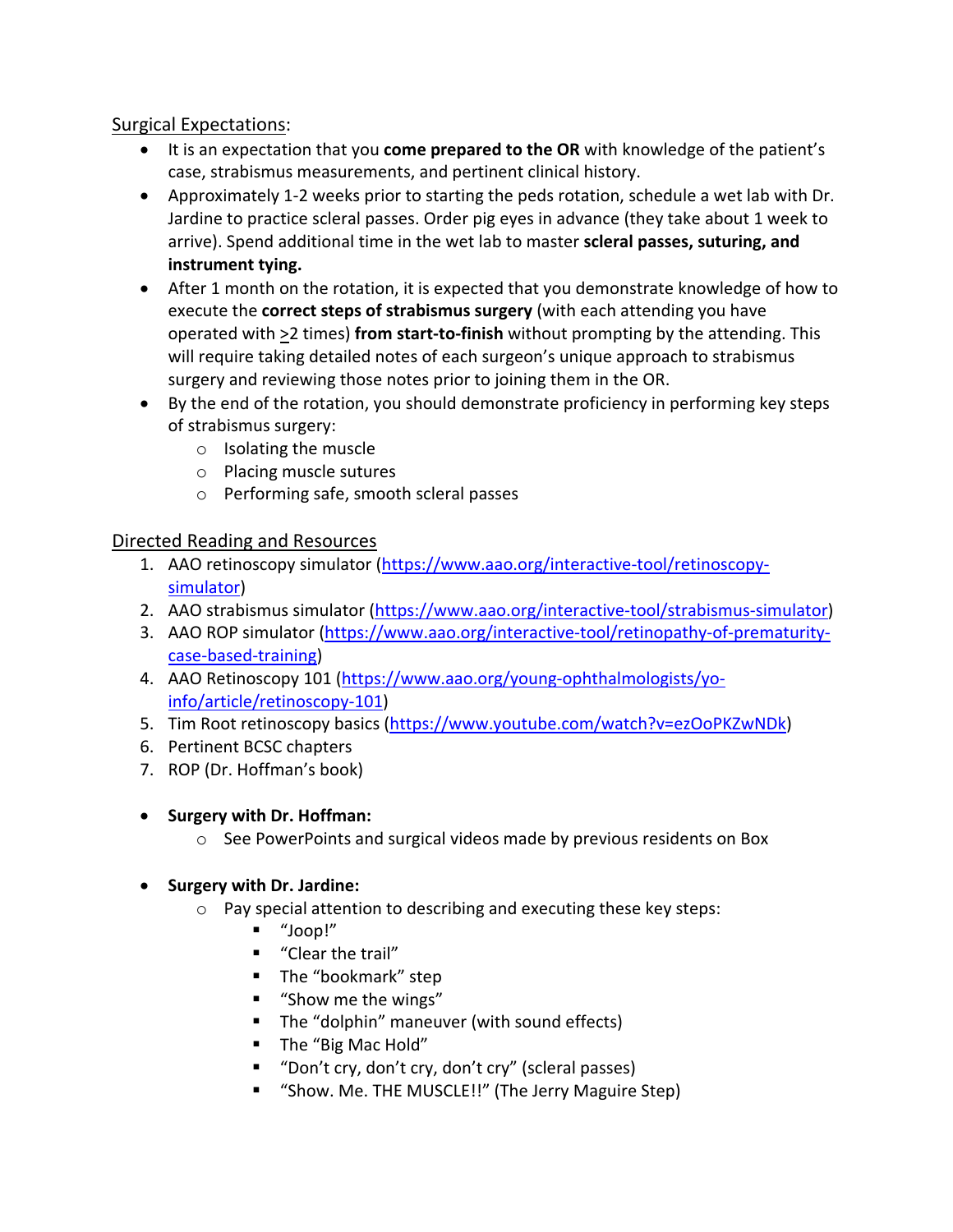Surgical Expectations:

- It is an expectation that you **come prepared to the OR** with knowledge of the patient's case, strabismus measurements, and pertinent clinical history.
- Approximately 1-2 weeks prior to starting the peds rotation, schedule a wet lab with Dr. Jardine to practice scleral passes. Order pig eyes in advance (they take about 1 week to arrive). Spend additional time in the wet lab to master **scleral passes, suturing, and instrument tying.**
- After 1 month on the rotation, it is expected that you demonstrate knowledge of how to execute the **correct steps of strabismus surgery** (with each attending you have operated with ≥2 times) **from start-to-finish** without prompting by the attending. This will require taking detailed notes of each surgeon's unique approach to strabismus surgery and reviewing those notes prior to joining them in the OR.
- By the end of the rotation, you should demonstrate proficiency in performing key steps of strabismus surgery:
    - Isolating the muscle
    - Placing muscle sutures
    - Performing safe, smooth scleral passes

Directed Reading and Resources

1. AAO retinoscopy simulator (https://www.aao.org/interactive-tool/retinoscopy-simulator)
2. AAO strabismus simulator (https://www.aao.org/interactive-tool/strabismus-simulator)
3. AAO ROP simulator (https://www.aao.org/interactive-tool/retinopathy-of-prematurity-case-based-training)
4. AAO Retinoscopy 101 (https://www.aao.org/young-ophthalmologists/yo-info/article/retinoscopy-101)
5. Tim Root retinoscopy basics (https://www.youtube.com/watch?v=ezOoPKZwNDk)
6. Pertinent BCSC chapters
7. ROP (Dr. Hoffman's book)

- **Surgery with Dr. Hoffman:**
    - See PowerPoints and surgical videos made by previous residents on Box

- **Surgery with Dr. Jardine:**
    - Pay special attention to describing and executing these key steps:
        - "Joop!"
        - "Clear the trail"
        - The "bookmark" step
        - "Show me the wings"
        - The "dolphin" maneuver (with sound effects)
        - The "Big Mac Hold"
        - "Don't cry, don't cry, don't cry" (scleral passes)
        - "Show. Me. THE MUSCLE!!" (The Jerry Maguire Step)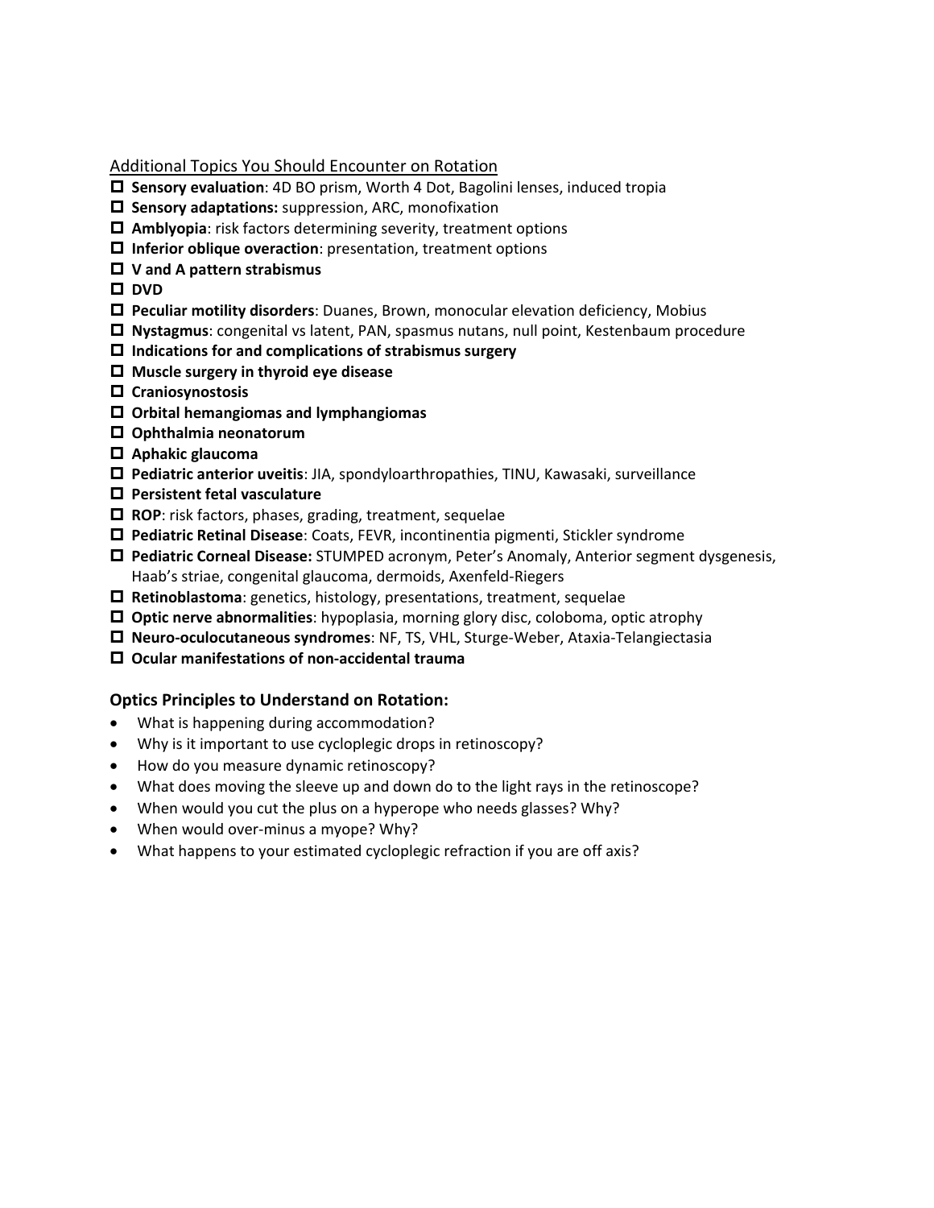Additional Topics You Should Encounter on Rotation

- ☐ **Sensory evaluation**: 4D BO prism, Worth 4 Dot, Bagolini lenses, induced tropia
- ☐ **Sensory adaptations:** suppression, ARC, monofixation
- ☐ **Amblyopia**: risk factors determining severity, treatment options
- ☐ **Inferior oblique overaction**: presentation, treatment options
- ☐ **V and A pattern strabismus**
- ☐ **DVD**
- ☐ **Peculiar motility disorders**: Duanes, Brown, monocular elevation deficiency, Mobius
- ☐ **Nystagmus**: congenital vs latent, PAN, spasmus nutans, null point, Kestenbaum procedure
- ☐ **Indications for and complications of strabismus surgery**
- ☐ **Muscle surgery in thyroid eye disease**
- ☐ **Craniosynostosis**
- ☐ **Orbital hemangiomas and lymphangiomas**
- ☐ **Ophthalmia neonatorum**
- ☐ **Aphakic glaucoma**
- ☐ **Pediatric anterior uveitis**: JIA, spondyloarthropathies, TINU, Kawasaki, surveillance
- ☐ **Persistent fetal vasculature**
- ☐ **ROP**: risk factors, phases, grading, treatment, sequelae
- ☐ **Pediatric Retinal Disease**: Coats, FEVR, incontinentia pigmenti, Stickler syndrome
- ☐ **Pediatric Corneal Disease:** STUMPED acronym, Peter's Anomaly, Anterior segment dysgenesis, Haab's striae, congenital glaucoma, dermoids, Axenfeld-Riegers
- ☐ **Retinoblastoma**: genetics, histology, presentations, treatment, sequelae
- ☐ **Optic nerve abnormalities**: hypoplasia, morning glory disc, coloboma, optic atrophy
- ☐ **Neuro-oculocutaneous syndromes**: NF, TS, VHL, Sturge-Weber, Ataxia-Telangiectasia
- ☐ **Ocular manifestations of non-accidental trauma**

### Optics Principles to Understand on Rotation:

- What is happening during accommodation?
- Why is it important to use cycloplegic drops in retinoscopy?
- How do you measure dynamic retinoscopy?
- What does moving the sleeve up and down do to the light rays in the retinoscope?
- When would you cut the plus on a hyperope who needs glasses? Why?
- When would over-minus a myope? Why?
- What happens to your estimated cycloplegic refraction if you are off axis?